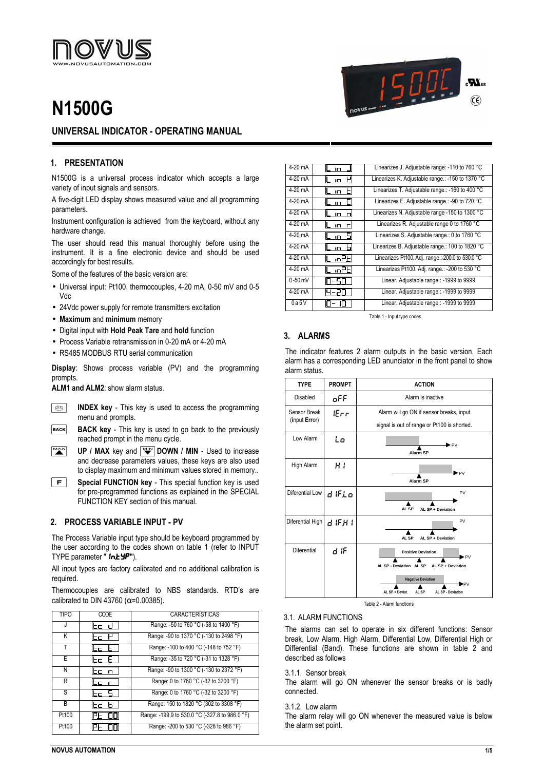# N1500G

## UNIVERSAL INDICATOR - OPERATING MANUAL

## 1. PRESENTATION

N1500G is a universal process indicator which accepts a large variety of input signals and sensors.

A five-digit LED display shows measured value and all programming parameters.

Instrument configuration is achieved from the keyboard, without any hardware change.

The user should read this manual thoroughly before using the instrument. It is a fine electronic device and should be used accordingly for best results.

Some of the features of the basic version are:

- Universal input: Pt100, thermocouples, 4-20 mA, 0-50 mV and 0-5 Vdc
- 24Vdc power supply for remote transmitters excitation
- **Maximum** and **minimum** memory
- Digital input with **Hold Peak Tare** and **hold** function
- Process Variable retransmission in 0-20 mA or 4-20 mA
- RS485 MODBUS RTU serial communication

**Display**: Shows process variable (PV) and the programming prompts.

**ALM1 and ALM2**: show alarm status.

**INDEX key** - This key is used to access the programming menu and prompts.

**BACK key** - This key is used to go back to the previously reached prompt in the menu cycle.

**UP / MAX** key and **DOWN / MIN** - Used to increase and decrease parameters values, these keys are also used to display maximum and minimum values stored in memory..

**Special FUNCTION key** - This special function key is used for pre-programmed functions as explained in the SPECIAL FUNCTION KEY section of this manual.

## 2. PROCESS VARIABLE INPUT - PV

The Process Variable input type should be keyboard programmed by the user according to the codes shown on table 1 (refer to INPUT TYPE parameter "**InTYP**").

All input types are factory calibrated and no additional calibration is required.

Thermocouples are calibrated to NBS standards. RTD's are calibrated to DIN 43760 (α=0.00385).

| TIPO | CODE | CARACTERISTICAS |
|---|---|---|
| J | Tc J | Range: -50 to 760 °C (-58 to 1400 °F) |
| K | Tc K | Range: -90 to 1370 °C (-130 to 2498 °F) |
| T | Tc T | Range: -100 to 400 °C (-148 to 752 °F) |
| E | Tc E | Range: -35 to 720 °C (-31 to 1328 °F) |
| N | Tc N | Range: -90 to 1300 °C (-130 to 2372 °F) |
| R | Tc R | Range: 0 to 1760 °C (-32 to 3200 °F) |
| S | Tc S | Range: 0 to 1760 °C (-32 to 3200 °F) |
| B | Tc B | Range: 150 to 1820 °C (302 to 3308 °F) |
| Pt100 | PT 100 | Range: -199.9 to 530.0 °C (-327.8 to 986.0 °F) |
| Pt100 | PT 100 | Range: -200 to 530 °C (-328 to 986 °F) |
| 4-20 mA | L in J | Linearizes J. Adjustable range: -110 to 760 °C |
| 4-20 mA | L in K | Linearizes K. Adjustable range.: -150 to 1370 °C |
| 4-20 mA | L in T | Linearizes T. Adjustable range.: -160 to 400 °C |
| 4-20 mA | L in E | Linearizes E. Adjustable range.: -90 to 720 °C |
| 4-20 mA | L in N | Linearizes N. Adjustable range -150 to 1300 °C |
| 4-20 mA | L in R | Linearizes R. Adjustable range 0 to 1760 °C |
| 4-20 mA | L in S | Linearizes S. Adjustable range.: 0 to 1760 °C |
| 4-20 mA | L in B | Linearizes B. Adjustable range.: 100 to 1820 °C |
| 4-20 mA | L inPT | Linearizes Pt100. Adj. range.:-200.0 to 530.0 °C |
| 4-20 mA | L inPT | Linearizes Pt100. Adj. range.: -200 to 530 °C |
| 0 -50 mV | 0-50 | Linear. Adjustable range.: -1999 to 9999 |
| 4-20 mA | 4-20 | Linear. Adjustable range.: -1999 to 9999 |
| 0 a 5 V | 0- 10 | Linear. Adjustable range.: -1999 to 9999 |

Table 1 - Input type codes

## 3. ALARMS

The indicator features 2 alarm outputs in the basic version. Each alarm has a corresponding LED anunciator in the front panel to show alarm status.

| TYPE | PROMPT | ACTION |
|---|---|---|
| Disabled | oFF | Alarm is inactive |
| Sensor Break (input **Err**or) | IErr | Alarm will go ON if sensor breaks, input signal is out of range or Pt100 is shorted. |
| Low Alarm | Lo | Alarm SP, PV |
| High Alarm | HI | Alarm SP, PV |
| Diferential Low | dIF.Lo | AL SP, AL SP + Deviation, PV |
| Diferential High | dIF.HI | AL SP, AL SP + Deviation, PV |
| Diferential | dIF | Positive Deviation: AL SP - Deviation, AL SP, AL SP + Deviation, PV; Negative Deviation: AL SP + Deviat., AL SP, AL SP - Deviation, PV |

Table 2 - Alarm functions

### 3.1. ALARM FUNCTIONS

The alarms can set to operate in six different functions: Sensor break, Low Alarm, High Alarm, Differential Low, Differential High or Differential (Band). These functions are shown in table 2 and described as follows

#### 3.1.1. Sensor break

The alarm will go ON whenever the sensor breaks or is badly connected.

#### 3.1.2. Low alarm

The alarm relay will go ON whenever the measured value is below the alarm set point.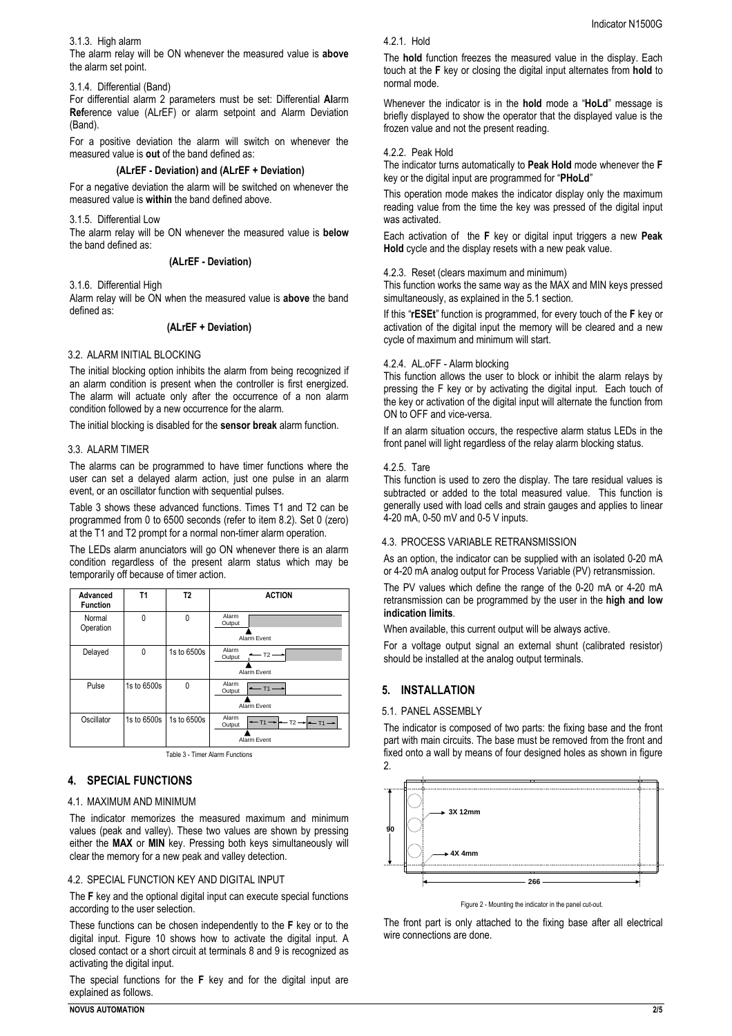3.1.3. High alarm

The alarm relay will be ON whenever the measured value is **above** the alarm set point.

3.1.4. Differential (Band)

For differential alarm 2 parameters must be set: Differential **Al**arm **Ref**erence value (ALrEF) or alarm setpoint and Alarm Deviation (Band).

For a positive deviation the alarm will switch on whenever the measured value is **out** of the band defined as:

**(ALrEF - Deviation) and (ALrEF + Deviation)**

For a negative deviation the alarm will be switched on whenever the measured value is **within** the band defined above.

3.1.5. Differential Low

The alarm relay will be ON whenever the measured value is **below** the band defined as:

**(ALrEF - Deviation)**

3.1.6. Differential High

Alarm relay will be ON when the measured value is **above** the band defined as:

**(ALrEF + Deviation)**

3.2. ALARM INITIAL BLOCKING

The initial blocking option inhibits the alarm from being recognized if an alarm condition is present when the controller is first energized. The alarm will actuate only after the occurrence of a non alarm condition followed by a new occurrence for the alarm.

The initial blocking is disabled for the **sensor break** alarm function.

3.3. ALARM TIMER

The alarms can be programmed to have timer functions where the user can set a delayed alarm action, just one pulse in an alarm event, or an oscillator function with sequential pulses.

Table 3 shows these advanced functions. Times T1 and T2 can be programmed from 0 to 6500 seconds (refer to item 8.2). Set 0 (zero) at the T1 and T2 prompt for a normal non-timer alarm operation.

The LEDs alarm anunciators will go ON whenever there is an alarm condition regardless of the present alarm status which may be temporarily off because of timer action.

| Advanced Function | T1 | T2 | ACTION |
|---|---|---|---|
| Normal Operation | 0 | 0 | Alarm Output / Alarm Event |
| Delayed | 0 | 1s to 6500s | Alarm Output ← T2 → / Alarm Event |
| Pulse | 1s to 6500s | 0 | Alarm Output ← T1 → / Alarm Event |
| Oscillator | 1s to 6500s | 1s to 6500s | Alarm Output ← T1 → ← T2 → ← T1 → / Alarm Event |

Table 3 - Timer Alarm Functions

## 4. SPECIAL FUNCTIONS

4.1. MAXIMUM AND MINIMUM

The indicator memorizes the measured maximum and minimum values (peak and valley). These two values are shown by pressing either the **MAX** or **MIN** key. Pressing both keys simultaneously will clear the memory for a new peak and valley detection.

4.2. SPECIAL FUNCTION KEY AND DIGITAL INPUT

The **F** key and the optional digital input can execute special functions according to the user selection.

These functions can be chosen independently to the **F** key or to the digital input. Figure 10 shows how to activate the digital input. A closed contact or a short circuit at terminals 8 and 9 is recognized as activating the digital input.

The special functions for the **F** key and for the digital input are explained as follows.

4.2.1. Hold

The **hold** function freezes the measured value in the display. Each touch at the **F** key or closing the digital input alternates from **hold** to normal mode.

Whenever the indicator is in the **hold** mode a "**HoLd**" message is briefly displayed to show the operator that the displayed value is the frozen value and not the present reading.

4.2.2. Peak Hold

The indicator turns automatically to **Peak Hold** mode whenever the **F** key or the digital input are programmed for "**PHoLd**"

This operation mode makes the indicator display only the maximum reading value from the time the key was pressed of the digital input was activated.

Each activation of the **F** key or digital input triggers a new **Peak Hold** cycle and the display resets with a new peak value.

4.2.3. Reset (clears maximum and minimum)

This function works the same way as the MAX and MIN keys pressed simultaneously, as explained in the 5.1 section.

If this "**rESEt**" function is programmed, for every touch of the **F** key or activation of the digital input the memory will be cleared and a new cycle of maximum and minimum will start.

4.2.4. AL.oFF - Alarm blocking

This function allows the user to block or inhibit the alarm relays by pressing the F key or by activating the digital input. Each touch of the key or activation of the digital input will alternate the function from ON to OFF and vice-versa.

If an alarm situation occurs, the respective alarm status LEDs in the front panel will light regardless of the relay alarm blocking status.

4.2.5. Tare

This function is used to zero the display. The tare residual values is subtracted or added to the total measured value. This function is generally used with load cells and strain gauges and applies to linear 4-20 mA, 0-50 mV and 0-5 V inputs.

4.3. PROCESS VARIABLE RETRANSMISSION

As an option, the indicator can be supplied with an isolated 0-20 mA or 4-20 mA analog output for Process Variable (PV) retransmission.

The PV values which define the range of the 0-20 mA or 4-20 mA retransmission can be programmed by the user in the **high and low indication limits**.

When available, this current output will be always active.

For a voltage output signal an external shunt (calibrated resistor) should be installed at the analog output terminals.

## 5. INSTALLATION

5.1. PANEL ASSEMBLY

The indicator is composed of two parts: the fixing base and the front part with main circuits. The base must be removed from the front and fixed onto a wall by means of four designed holes as shown in figure 2.

3X 12mm

4X 4mm

90

266

Figure 2 - Mounting the indicator in the panel cut-out.

The front part is only attached to the fixing base after all electrical wire connections are done.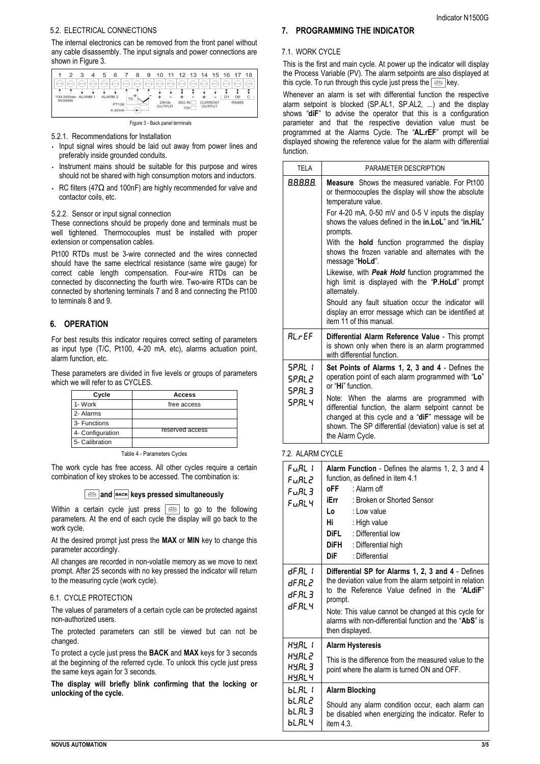### 5.2. ELECTRICAL CONNECTIONS

The internal electronics can be removed from the front panel without any cable disassembly. The input signals and power connections are shown in Figure 3.

Figure 3 - Back panel terminals

#### 5.2.1. Recommendations for Installation

- Input signal wires should be laid out away from power lines and preferably inside grounded conduits.
- Instrument mains should be suitable for this purpose and wires should not be shared with high consumption motors and inductors.
- RC filters (47Ω and 100nF) are highly recommended for valve and contactor coils, etc.

#### 5.2.2. Sensor or input signal connection

These connections should be properly done and terminals must be well tightened. Thermocouples must be installed with proper extension or compensation cables.

Pt100 RTDs must be 3-wire connected and the wires connected should have the same electrical resistance (same wire gauge) for correct cable length compensation. Four-wire RTDs can be connected by disconnecting the fourth wire. Two-wire RTDs can be connected by shortening terminals 7 and 8 and connecting the Pt100 to terminals 8 and 9.

## 6. OPERATION

For best results this indicator requires correct setting of parameters as input type (T/C, Pt100, 4-20 mA, etc), alarms actuation point, alarm function, etc.

These parameters are divided in five levels or groups of parameters which we will refer to as CYCLES.

| Cycle | Access |
|---|---|
| 1- Work | free access |
| 2- Alarms | reserved access |
| 3- Functions | |
| 4- Configuration | |
| 5- Calibration | |

Table 4 - Parameters Cycles

The work cycle has free access. All other cycles require a certain combination of key strokes to be accessed. The combination is:

**[↵] and [BACK] keys pressed simultaneously**

Within a certain cycle just press [↵] to go to the following parameters. At the end of each cycle the display will go back to the work cycle.

At the desired prompt just press the **MAX** or **MIN** key to change this parameter accordingly.

All changes are recorded in non-volatile memory as we move to next prompt. After 25 seconds with no key pressed the indicator will return to the measuring cycle (work cycle).

### 6.1. CYCLE PROTECTION

The values of parameters of a certain cycle can be protected against non-authorized users.

The protected parameters can still be viewed but can not be changed.

To protect a cycle just press the **BACK** and **MAX** keys for 3 seconds at the beginning of the referred cycle. To unlock this cycle just press the same keys again for 3 seconds.

**The display will briefly blink confirming that the locking or unlocking of the cycle.**

## 7. PROGRAMMING THE INDICATOR

### 7.1. WORK CYCLE

This is the first and main cycle. At power up the indicator will display the Process Variable (PV). The alarm setpoints are also displayed at this cycle. To run through this cycle just press the [↵] key.

Whenever an alarm is set with differential function the respective alarm setpoint is blocked (SP.AL1, SP.AL2, ...) and the display shows "**diF**" to advise the operator that this is a configuration parameter and that the respective deviation value must be programmed at the Alarms Cycle. The "**AL.rEF**" prompt will be displayed showing the reference value for the alarm with differential function.

| TELA | PARAMETER DESCRIPTION |
|---|---|
| 8.8.8.8.8. | **Measure** Shows the measured variable. For Pt100 or thermocouples the display will show the absolute temperature value.<br>For 4-20 mA, 0-50 mV and 0-5 V inputs the display shows the values defined in the **in.LoL**" and "**in.HiL**" prompts.<br>With the **hold** function programmed the display shows the frozen variable and alternates with the message "**HoLd**".<br>Likewise, with ***Peak Hold*** function programmed the high limit is displayed with the "**P.HoLd**" prompt alternately.<br>Should any fault situation occur the indicator will display an error message which can be identified at item 11 of this manual. |
| AL.rEF | **Differential Alarm Reference Value** - This prompt is shown only when there is an alarm programmed with differential function. |
| SP.AL 1<br>SP.AL 2<br>SP.AL 3<br>SP.AL 4 | **Set Points of Alarms 1, 2, 3 and 4** - Defines the operation point of each alarm programmed with "**Lo**" or "**Hi**" function.<br>Note: When the alarms are programmed with differential function, the alarm setpoint cannot be changed at this cycle and a "**diF**" message will be shown. The SP differential (deviation) value is set at the Alarm Cycle. |

### 7.2. ALARM CYCLE

| | |
|---|---|
| FuAL 1<br>FuAL 2<br>FuAL 3<br>FuAL 4 | **Alarm Function** - Defines the alarms 1, 2, 3 and 4 function, as defined in item 4.1<br>**oFF** : Alarm off<br>**iErr** : Broken or Shorted Sensor<br>**Lo** : Low value<br>**Hi** : High value<br>**DiFL** : Differential low<br>**DiFH** : Differential high<br>**DiF** : Differential |
| dF.AL 1<br>dF.AL 2<br>dF.AL 3<br>dF.AL 4 | **Differential SP for Alarms 1, 2, 3 and 4** - Defines the deviation value from the alarm setpoint in relation to the Reference Value defined in the "**ALdiF**" prompt.<br>Note: This value cannot be changed at this cycle for alarms with non-differential function and the "**AbS**" is then displayed. |
| HY.AL 1<br>HY.AL 2<br>HY.AL 3<br>HY.AL 4 | **Alarm Hysteresis**<br>This is the difference from the measured value to the point where the alarm is turned ON and OFF. |
| bL.AL 1<br>bL.AL 2<br>bL.AL 3<br>bL.AL 4 | **Alarm Blocking**<br>Should any alarm condition occur, each alarm can be disabled when energizing the indicator. Refer to item 4.3. |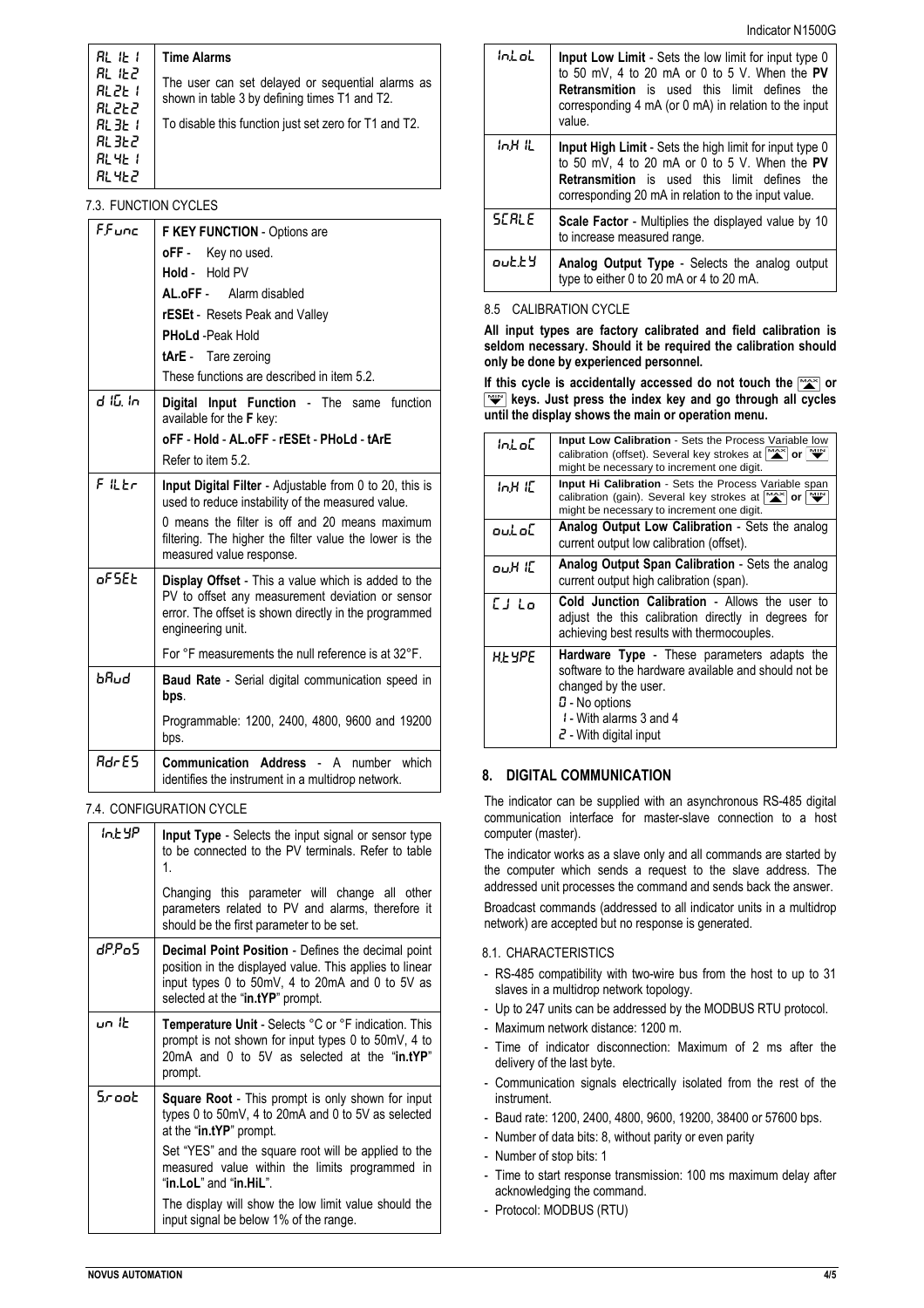| AL.t1 AL.t2 AL2t1 AL2t2 AL3t1 AL3t2 AL4t1 AL4t2 | **Time Alarms** The user can set delayed or sequential alarms as shown in table 3 by defining times T1 and T2. To disable this function just set zero for T1 and T2. |
|---|---|

### 7.3. FUNCTION CYCLES

| | |
|---|---|
| F.Func | **F KEY FUNCTION** - Options are **oFF** - Key no used. **Hold** - Hold PV **AL.oFF** - Alarm disabled **rESEt** - Resets Peak and Valley **PHoLd** -Peak Hold **tArE** - Tare zeroing These functions are described in item 5.2. |
| diG.In | **Digital Input Function** - The same function available for the **F** key: **oFF - Hold - AL.oFF - rESEt - PHoLd - tArE** Refer to item 5.2. |
| FiLtr | **Input Digital Filter** - Adjustable from 0 to 20, this is used to reduce instability of the measured value. 0 means the filter is off and 20 means maximum filtering. The higher the filter value the lower is the measured value response. |
| oFSEt | **Display Offset** - This a value which is added to the PV to offset any measurement deviation or sensor error. The offset is shown directly in the programmed engineering unit. For °F measurements the null reference is at 32°F. |
| bAud | **Baud Rate** - Serial digital communication speed in **bps**. Programmable: 1200, 2400, 4800, 9600 and 19200 bps. |
| AdrES | **Communication Address** - A number which identifies the instrument in a multidrop network. |

### 7.4. CONFIGURATION CYCLE

| | |
|---|---|
| In.tYP | **Input Type** - Selects the input signal or sensor type to be connected to the PV terminals. Refer to table 1. Changing this parameter will change all other parameters related to PV and alarms, therefore it should be the first parameter to be set. |
| dP.PoS | **Decimal Point Position** - Defines the decimal point position in the displayed value. This applies to linear input types 0 to 50mV, 4 to 20mA and 0 to 5V as selected at the "**in.tYP**" prompt. |
| unit | **Temperature Unit** - Selects °C or °F indication. This prompt is not shown for input types 0 to 50mV, 4 to 20mA and 0 to 5V as selected at the "**in.tYP**" prompt. |
| S.root | **Square Root** - This prompt is only shown for input types 0 to 50mV, 4 to 20mA and 0 to 5V as selected at the "**in.tYP**" prompt. Set "YES" and the square root will be applied to the measured value within the limits programmed in "**in.LoL**" and "**in.HiL**". The display will show the low limit value should the input signal be below 1% of the range. |
| In.LoL | **Input Low Limit** - Sets the low limit for input type 0 to 50 mV, 4 to 20 mA or 0 to 5 V. When the **PV Retransmission** is used this limit defines the corresponding 4 mA (or 0 mA) in relation to the input value. |
| In.HiL | **Input High Limit** - Sets the high limit for input type 0 to 50 mV, 4 to 20 mA or 0 to 5 V. When the **PV Retransmission** is used this limit defines the corresponding 20 mA in relation to the input value. |
| SCALE | **Scale Factor** - Multiplies the displayed value by 10 to increase measured range. |
| out.tY | **Analog Output Type** - Selects the analog output type to either 0 to 20 mA or 4 to 20 mA. |

### 8.5 CALIBRATION CYCLE

**All input types are factory calibrated and field calibration is seldom necessary. Should it be required the calibration should only be done by experienced personnel.**

**If this cycle is accidentally accessed do not touch the MAX or MIN keys. Just press the index key and go through all cycles until the display shows the main or operation menu.**

| | |
|---|---|
| In.LoC | **Input Low Calibration** - Sets the Process Variable low calibration (offset). Several key strokes at MAX or MIN might be necessary to increment one digit. |
| In.HiC | **Input Hi Calibration** - Sets the Process Variable span calibration (gain). Several key strokes at MAX or MIN might be necessary to increment one digit. |
| ou.LoC | **Analog Output Low Calibration** - Sets the analog current output low calibration (offset). |
| ou.HiC | **Analog Output Span Calibration** - Sets the analog current output high calibration (span). |
| CJ Lo | **Cold Junction Calibration** - Allows the user to adjust the this calibration directly in degrees for achieving best results with thermocouples. |
| H.tYPE | **Hardware Type** - These parameters adapts the software to the hardware available and should not be changed by the user. 0 - No options 1 - With alarms 3 and 4 2 - With digital input |

## 8. DIGITAL COMMUNICATION

The indicator can be supplied with an asynchronous RS-485 digital communication interface for master-slave connection to a host computer (master).

The indicator works as a slave only and all commands are started by the computer which sends a request to the slave address. The addressed unit processes the command and sends back the answer.

Broadcast commands (addressed to all indicator units in a multidrop network) are accepted but no response is generated.

### 8.1. CHARACTERISTICS

- RS-485 compatibility with two-wire bus from the host to up to 31 slaves in a multidrop network topology.
- Up to 247 units can be addressed by the MODBUS RTU protocol.
- Maximum network distance: 1200 m.
- Time of indicator disconnection: Maximum of 2 ms after the delivery of the last byte.
- Communication signals electrically isolated from the rest of the instrument.
- Baud rate: 1200, 2400, 4800, 9600, 19200, 38400 or 57600 bps.
- Number of data bits: 8, without parity or even parity
- Number of stop bits: 1
- Time to start response transmission: 100 ms maximum delay after acknowledging the command.
- Protocol: MODBUS (RTU)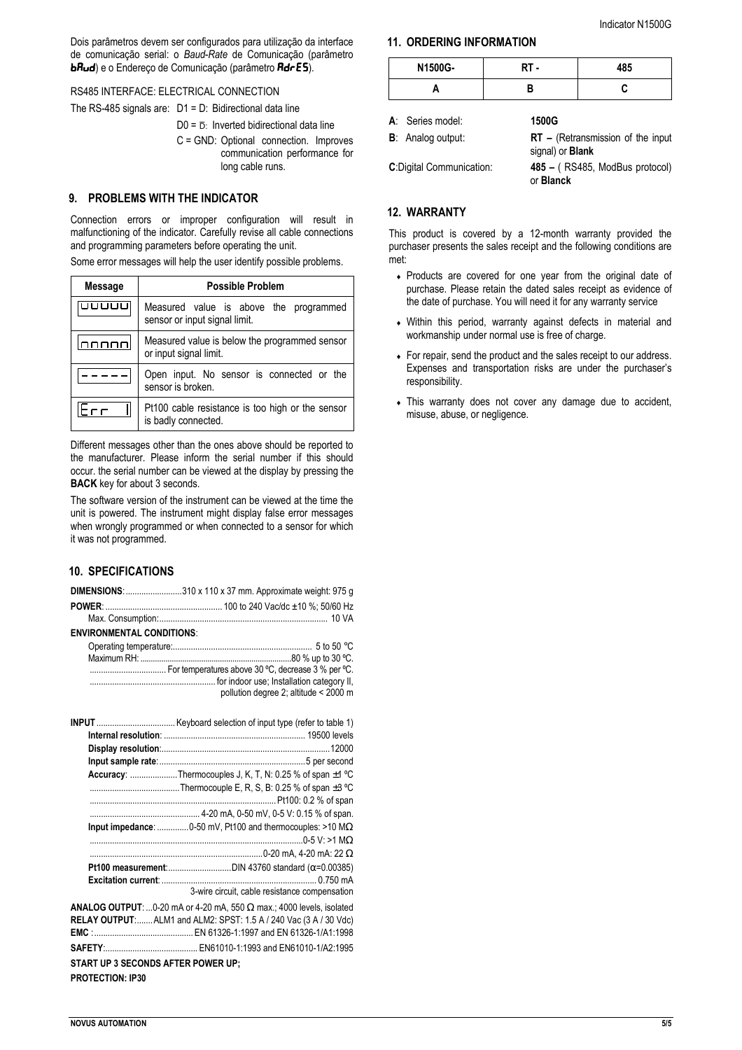Dois parâmetros devem ser configurados para utilização da interface de comunicação serial: o *Baud-Rate* de Comunicação (parâmetro **bRud**) e o Endereço de Comunicação (parâmetro **RdrES**).

RS485 INTERFACE: ELECTRICAL CONNECTION

The RS-485 signals are: D1 = D: Bidirectional data line

D0 = D̅: Inverted bidirectional data line

C = GND: Optional connection. Improves communication performance for long cable runs.

## 9. PROBLEMS WITH THE INDICATOR

Connection errors or improper configuration will result in malfunctioning of the indicator. Carefully revise all cable connections and programming parameters before operating the unit.

Some error messages will help the user identify possible problems.

| Message | Possible Problem |
| --- | --- |
| UUUUU | Measured value is above the programmed sensor or input signal limit. |
| nnnnn | Measured value is below the programmed sensor or input signal limit. |
| ----- | Open input. No sensor is connected or the sensor is broken. |
| Err 1 | Pt100 cable resistance is too high or the sensor is badly connected. |

Different messages other than the ones above should be reported to the manufacturer. Please inform the serial number if this should occur. the serial number can be viewed at the display by pressing the **BACK** key for about 3 seconds.

The software version of the instrument can be viewed at the time the unit is powered. The instrument might display false error messages when wrongly programmed or when connected to a sensor for which it was not programmed.

## 10. SPECIFICATIONS

**DIMENSIONS**:.........................310 x 110 x 37 mm. Approximate weight: 975 g

**POWER**: ................................................... 100 to 240 Vac/dc ±10 %; 50/60 Hz

Max. Consumption:.......................................................................... 10 VA

**ENVIRONMENTAL CONDITIONS**:

Operating temperature:.............................................................. 5 to 50 ºC

Maximum RH: ....................................................................80 % up to 30 ºC.

.................................. For temperatures above 30 ºC, decrease 3 % per ºC.

....................................................... for indoor use; Installation category II, pollution degree 2; altitude < 2000 m

**INPUT**.................................. Keyboard selection of input type (refer to table 1)

**Internal resolution**: .............................................................. 19500 levels

**Display resolution**:..........................................................................12000

**Input sample rate**:................................................................5 per second

**Accuracy**: .....................Thermocouples J, K, T, N: 0.25 % of span ±1 ºC

........................................Thermocouple E, R, S, B: 0.25 % of span ±3 ºC

................................................................................... Pt100: 0.2 % of span

................................................ 4-20 mA, 0-50 mV, 0-5 V: 0.15 % of span.

**Input impedance**: ..............0-50 mV, Pt100 and thermocouples: >10 MΩ

..............................................................................................0-5 V: >1 MΩ

............................................................................0-20 mA, 4-20 mA: 22 Ω

**Pt100 measurement**:...........................DIN 43760 standard (α=0.00385)

**Excitation current**: .................................................................... 0.750 mA

3-wire circuit, cable resistance compensation

**ANALOG OUTPUT**: ...0-20 mA or 4-20 mA, 550 Ω max.; 4000 levels, isolated

**RELAY OUTPUT**:.......ALM1 and ALM2: SPST: 1.5 A / 240 Vac (3 A / 30 Vdc)

**EMC** : ........................................... EN 61326-1:1997 and EN 61326-1/A1:1998

**SAFETY**:......................................... EN61010-1:1993 and EN61010-1/A2:1995

**START UP 3 SECONDS AFTER POWER UP;**

**PROTECTION: IP30**

## 11. ORDERING INFORMATION

| N1500G- | RT - | 485 |
| --- | --- | --- |
| A | B | C |

**A**: Series model: **1500G**

**B**: Analog output: **RT –** (Retransmission of the input signal) or **Blank**

**C**:Digital Communication: **485 –** ( RS485, ModBus protocol) or **Blanck**

## 12. WARRANTY

This product is covered by a 12-month warranty provided the purchaser presents the sales receipt and the following conditions are met:

- Products are covered for one year from the original date of purchase. Please retain the dated sales receipt as evidence of the date of purchase. You will need it for any warranty service
- Within this period, warranty against defects in material and workmanship under normal use is free of charge.
- For repair, send the product and the sales receipt to our address. Expenses and transportation risks are under the purchaser's responsibility.
- This warranty does not cover any damage due to accident, misuse, abuse, or negligence.